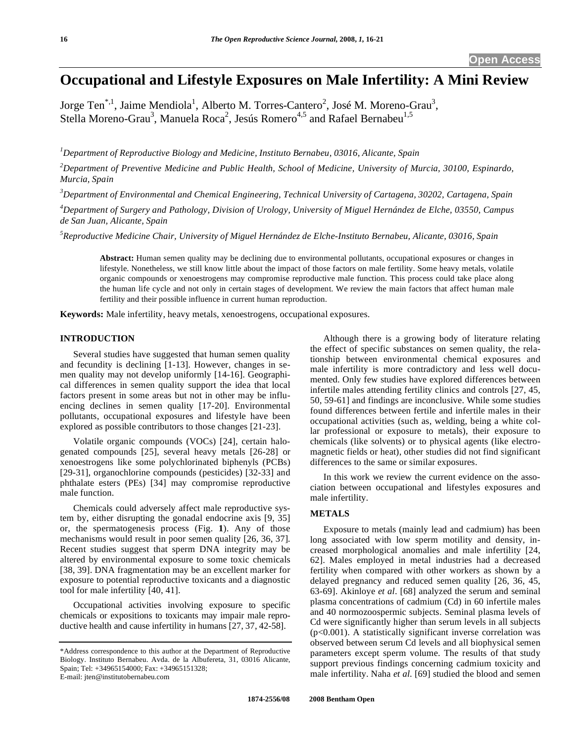Open Access

# Occupational and Lifestyle Exposures on Male Infertility: A Mini Review

Jorge Ten[*,1], Jaime Mendiola[1], Alberto M. Torres-Cantero[2], José M. Moreno-Grau[3], Stella Moreno-Grau[3], Manuela Roca[2], Jesús Romero[4,5] and Rafael Bernabeu[1,5]

*[1]Department of Reproductive Biology and Medicine, Instituto Bernabeu, 03016, Alicante, Spain*

*[2]Department of Preventive Medicine and Public Health, School of Medicine, University of Murcia, 30100, Espinardo, Murcia, Spain*

*[3]Department of Environmental and Chemical Engineering, Technical University of Cartagena, 30202, Cartagena, Spain*

*[4]Department of Surgery and Pathology, Division of Urology, University of Miguel Hernández de Elche, 03550, Campus de San Juan, Alicante, Spain*

*[5]Reproductive Medicine Chair, University of Miguel Hernández de Elche-Instituto Bernabeu, Alicante, 03016, Spain*

**Abstract:** Human semen quality may be declining due to environmental pollutants, occupational exposures or changes in lifestyle. Nonetheless, we still know little about the impact of those factors on male fertility. Some heavy metals, volatile organic compounds or xenoestrogens may compromise reproductive male function. This process could take place along the human life cycle and not only in certain stages of development. We review the main factors that affect human male fertility and their possible influence in current human reproduction.

**Keywords:** Male infertility, heavy metals, xenoestrogens, occupational exposures.

## INTRODUCTION

Several studies have suggested that human semen quality and fecundity is declining [1-13]. However, changes in semen quality may not develop uniformly [14-16]. Geographical differences in semen quality support the idea that local factors present in some areas but not in other may be influencing declines in semen quality [17-20]. Environmental pollutants, occupational exposures and lifestyle have been explored as possible contributors to those changes [21-23].

Volatile organic compounds (VOCs) [24], certain halogenated compounds [25], several heavy metals [26-28] or xenoestrogens like some polychlorinated biphenyls (PCBs) [29-31], organochlorine compounds (pesticides) [32-33] and phthalate esters (PEs) [34] may compromise reproductive male function.

Chemicals could adversely affect male reproductive system by, either disrupting the gonadal endocrine axis [9, 35] or, the spermatogenesis process (Fig. **1**). Any of those mechanisms would result in poor semen quality [26, 36, 37]. Recent studies suggest that sperm DNA integrity may be altered by environmental exposure to some toxic chemicals [38, 39]. DNA fragmentation may be an excellent marker for exposure to potential reproductive toxicants and a diagnostic tool for male infertility [40, 41].

Occupational activities involving exposure to specific chemicals or expositions to toxicants may impair male reproductive health and cause infertility in humans [27, 37, 42-58].

Although there is a growing body of literature relating the effect of specific substances on semen quality, the relationship between environmental chemical exposures and male infertility is more contradictory and less well documented. Only few studies have explored differences between infertile males attending fertility clinics and controls [27, 45, 50, 59-61] and findings are inconclusive. While some studies found differences between fertile and infertile males in their occupational activities (such as, welding, being a white collar professional or exposure to metals), their exposure to chemicals (like solvents) or to physical agents (like electromagnetic fields or heat), other studies did not find significant differences to the same or similar exposures.

In this work we review the current evidence on the association between occupational and lifestyles exposures and male infertility.

## METALS

Exposure to metals (mainly lead and cadmium) has been long associated with low sperm motility and density, increased morphological anomalies and male infertility [24, 62]. Males employed in metal industries had a decreased fertility when compared with other workers as shown by a delayed pregnancy and reduced semen quality [26, 36, 45, 63-69]. Akinloye *et al*. [68] analyzed the serum and seminal plasma concentrations of cadmium (Cd) in 60 infertile males and 40 normozoospermic subjects. Seminal plasma levels of Cd were significantly higher than serum levels in all subjects ($p<0.001$). A statistically significant inverse correlation was observed between serum Cd levels and all biophysical semen parameters except sperm volume. The results of that study support previous findings concerning cadmium toxicity and male infertility. Naha *et al.* [69] studied the blood and semen

---

*Address correspondence to this author at the Department of Reproductive Biology. Instituto Bernabeu. Avda. de la Albufereta, 31, 03016 Alicante, Spain; Tel: +34965154000; Fax: +34965151328; E-mail: jten@institutobernabeu.com

1874-2556/08 2008 Bentham Open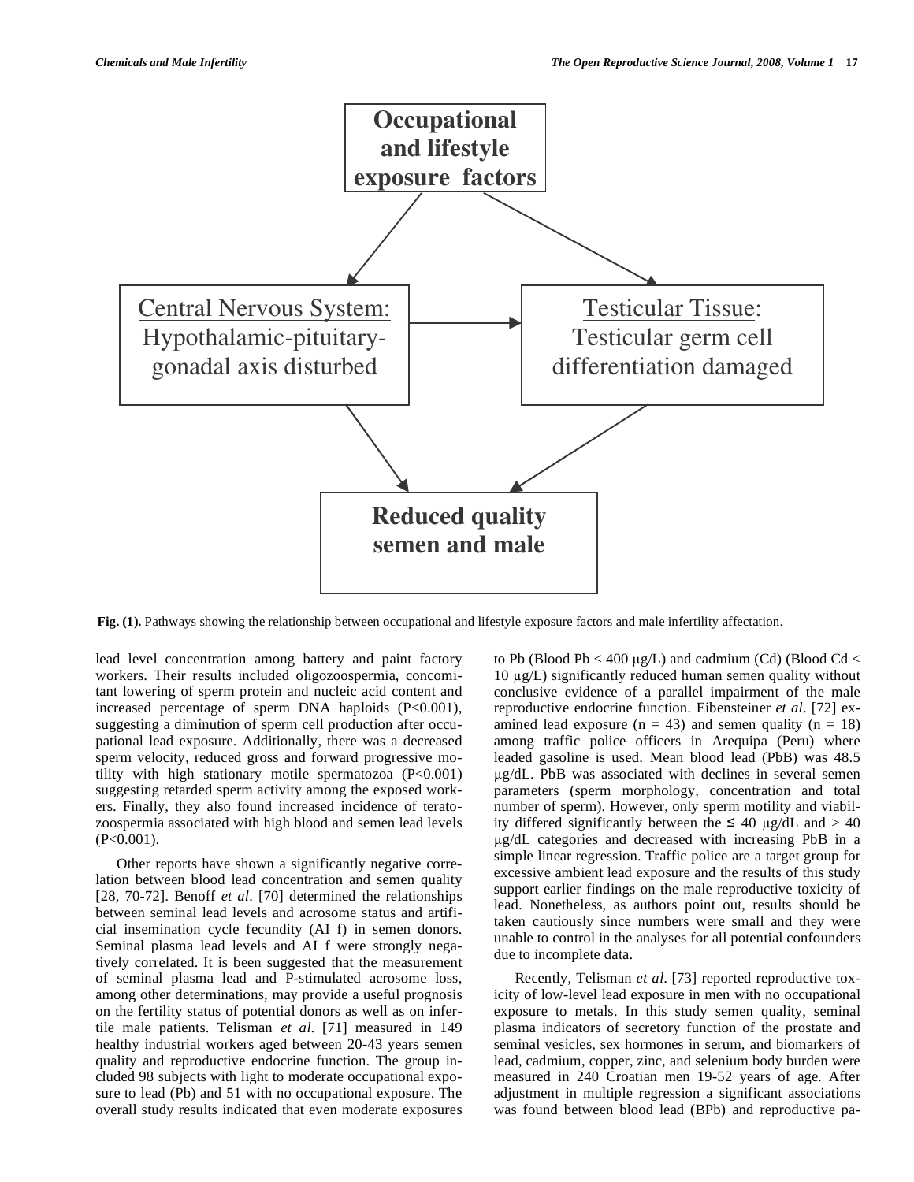**Occupational and lifestyle exposure factors**

Central Nervous System: Hypothalamic-pituitary-gonadal axis disturbed

Testicular Tissue: Testicular germ cell differentiation damaged

**Reduced quality semen and male**

**Fig. (1).** Pathways showing the relationship between occupational and lifestyle exposure factors and male infertility affectation.

lead level concentration among battery and paint factory workers. Their results included oligozoospermia, concomitant lowering of sperm protein and nucleic acid content and increased percentage of sperm DNA haploids ($P<0.001$), suggesting a diminution of sperm cell production after occupational lead exposure. Additionally, there was a decreased sperm velocity, reduced gross and forward progressive motility with high stationary motile spermatozoa ($P<0.001$) suggesting retarded sperm activity among the exposed workers. Finally, they also found increased incidence of teratozoospermia associated with high blood and semen lead levels ($P<0.001$).

Other reports have shown a significantly negative correlation between blood lead concentration and semen quality [28, 70-72]. Benoff *et al*. [70] determined the relationships between seminal lead levels and acrosome status and artificial insemination cycle fecundity (AI f) in semen donors. Seminal plasma lead levels and AI f were strongly negatively correlated. It is been suggested that the measurement of seminal plasma lead and P-stimulated acrosome loss, among other determinations, may provide a useful prognosis on the fertility status of potential donors as well as on infertile male patients. Telisman *et al*. [71] measured in 149 healthy industrial workers aged between 20-43 years semen quality and reproductive endocrine function. The group included 98 subjects with light to moderate occupational exposure to lead (Pb) and 51 with no occupational exposure. The overall study results indicated that even moderate exposures to Pb (Blood Pb < 400 μg/L) and cadmium (Cd) (Blood Cd < 10 μg/L) significantly reduced human semen quality without conclusive evidence of a parallel impairment of the male reproductive endocrine function. Eibensteiner *et al*. [72] examined lead exposure ($n = 43$) and semen quality ($n = 18$) among traffic police officers in Arequipa (Peru) where leaded gasoline is used. Mean blood lead (PbB) was 48.5 μg/dL. PbB was associated with declines in several semen parameters (sperm morphology, concentration and total number of sperm). However, only sperm motility and viability differed significantly between the ≤ 40 μg/dL and > 40 μg/dL categories and decreased with increasing PbB in a simple linear regression. Traffic police are a target group for excessive ambient lead exposure and the results of this study support earlier findings on the male reproductive toxicity of lead. Nonetheless, as authors point out, results should be taken cautiously since numbers were small and they were unable to control in the analyses for all potential confounders due to incomplete data.

Recently, Telisman *et al.* [73] reported reproductive toxicity of low-level lead exposure in men with no occupational exposure to metals. In this study semen quality, seminal plasma indicators of secretory function of the prostate and seminal vesicles, sex hormones in serum, and biomarkers of lead, cadmium, copper, zinc, and selenium body burden were measured in 240 Croatian men 19-52 years of age. After adjustment in multiple regression a significant associations was found between blood lead (BPb) and reproductive pa-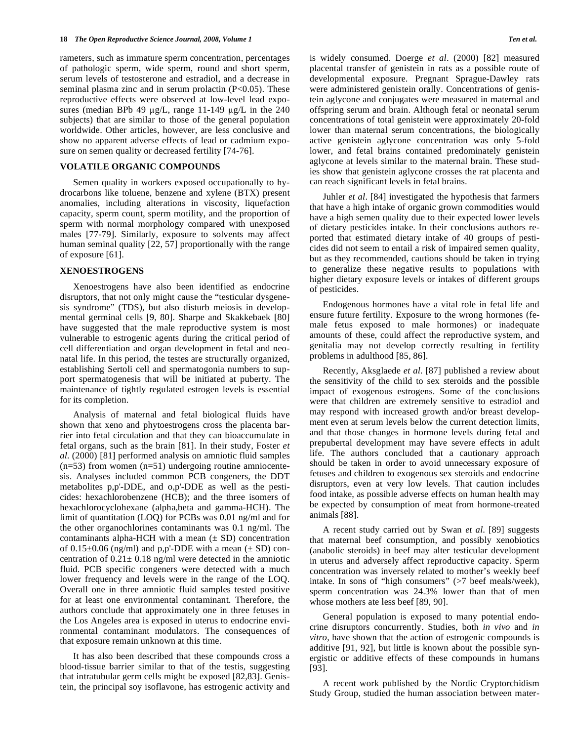rameters, such as immature sperm concentration, percentages of pathologic sperm, wide sperm, round and short sperm, serum levels of testosterone and estradiol, and a decrease in seminal plasma zinc and in serum prolactin ($P<0.05$). These reproductive effects were observed at low-level lead exposures (median BPb 49 µg/L, range 11-149 µg/L in the 240 subjects) that are similar to those of the general population worldwide. Other articles, however, are less conclusive and show no apparent adverse effects of lead or cadmium exposure on semen quality or decreased fertility [74-76].

## VOLATILE ORGANIC COMPOUNDS

Semen quality in workers exposed occupationally to hydrocarbons like toluene, benzene and xylene (BTX) present anomalies, including alterations in viscosity, liquefaction capacity, sperm count, sperm motility, and the proportion of sperm with normal morphology compared with unexposed males [77-79]. Similarly, exposure to solvents may affect human seminal quality [22, 57] proportionally with the range of exposure [61].

## XENOESTROGENS

Xenoestrogens have also been identified as endocrine disruptors, that not only might cause the "testicular dysgenesis syndrome" (TDS), but also disturb meiosis in developmental germinal cells [9, 80]. Sharpe and Skakkebaek [80] have suggested that the male reproductive system is most vulnerable to estrogenic agents during the critical period of cell differentiation and organ development in fetal and neonatal life. In this period, the testes are structurally organized, establishing Sertoli cell and spermatogonia numbers to support spermatogenesis that will be initiated at puberty. The maintenance of tightly regulated estrogen levels is essential for its completion.

Analysis of maternal and fetal biological fluids have shown that xeno and phytoestrogens cross the placenta barrier into fetal circulation and that they can bioaccumulate in fetal organs, such as the brain [81]. In their study, Foster *et al.* (2000) [81] performed analysis on amniotic fluid samples (n=53) from women (n=51) undergoing routine amniocentesis. Analyses included common PCB congeners, the DDT metabolites p,p'-DDE, and o,p'-DDE as well as the pesticides: hexachlorobenzene (HCB); and the three isomers of hexachlorocyclohexane (alpha,beta and gamma-HCH). The limit of quantitation (LOQ) for PCBs was 0.01 ng/ml and for the other organochlorines contaminants was 0.1 ng/ml. The contaminants alpha-HCH with a mean (± SD) concentration of $0.15\pm0.06$ (ng/ml) and p,p'-DDE with a mean (± SD) concentration of $0.21\pm 0.18$ ng/ml were detected in the amniotic fluid. PCB specific congeners were detected with a much lower frequency and levels were in the range of the LOQ. Overall one in three amniotic fluid samples tested positive for at least one environmental contaminant. Therefore, the authors conclude that approximately one in three fetuses in the Los Angeles area is exposed in uterus to endocrine environmental contaminant modulators. The consequences of that exposure remain unknown at this time.

It has also been described that these compounds cross a blood-tissue barrier similar to that of the testis, suggesting that intratubular germ cells might be exposed [82,83]. Genistein, the principal soy isoflavone, has estrogenic activity and is widely consumed. Doerge *et al*. (2000) [82] measured placental transfer of genistein in rats as a possible route of developmental exposure. Pregnant Sprague-Dawley rats were administered genistein orally. Concentrations of genistein aglycone and conjugates were measured in maternal and offspring serum and brain. Although fetal or neonatal serum concentrations of total genistein were approximately 20-fold lower than maternal serum concentrations, the biologically active genistein aglycone concentration was only 5-fold lower, and fetal brains contained predominately genistein aglycone at levels similar to the maternal brain. These studies show that genistein aglycone crosses the rat placenta and can reach significant levels in fetal brains.

Juhler *et al*. [84] investigated the hypothesis that farmers that have a high intake of organic grown commodities would have a high semen quality due to their expected lower levels of dietary pesticides intake. In their conclusions authors reported that estimated dietary intake of 40 groups of pesticides did not seem to entail a risk of impaired semen quality, but as they recommended, cautions should be taken in trying to generalize these negative results to populations with higher dietary exposure levels or intakes of different groups of pesticides.

Endogenous hormones have a vital role in fetal life and ensure future fertility. Exposure to the wrong hormones (female fetus exposed to male hormones) or inadequate amounts of these, could affect the reproductive system, and genitalia may not develop correctly resulting in fertility problems in adulthood [85, 86].

Recently, Aksglaede *et al.* [87] published a review about the sensitivity of the child to sex steroids and the possible impact of exogenous estrogens. Some of the conclusions were that children are extremely sensitive to estradiol and may respond with increased growth and/or breast development even at serum levels below the current detection limits, and that those changes in hormone levels during fetal and prepubertal development may have severe effects in adult life. The authors concluded that a cautionary approach should be taken in order to avoid unnecessary exposure of fetuses and children to exogenous sex steroids and endocrine disruptors, even at very low levels. That caution includes food intake, as possible adverse effects on human health may be expected by consumption of meat from hormone-treated animals [88].

A recent study carried out by Swan *et al.* [89] suggests that maternal beef consumption, and possibly xenobiotics (anabolic steroids) in beef may alter testicular development in uterus and adversely affect reproductive capacity. Sperm concentration was inversely related to mother's weekly beef intake. In sons of "high consumers" (>7 beef meals/week), sperm concentration was 24.3% lower than that of men whose mothers ate less beef [89, 90].

General population is exposed to many potential endocrine disruptors concurrently. Studies, both *in vivo* and *in vitro*, have shown that the action of estrogenic compounds is additive [91, 92], but little is known about the possible synergistic or additive effects of these compounds in humans [93].

A recent work published by the Nordic Cryptorchidism Study Group, studied the human association between mater-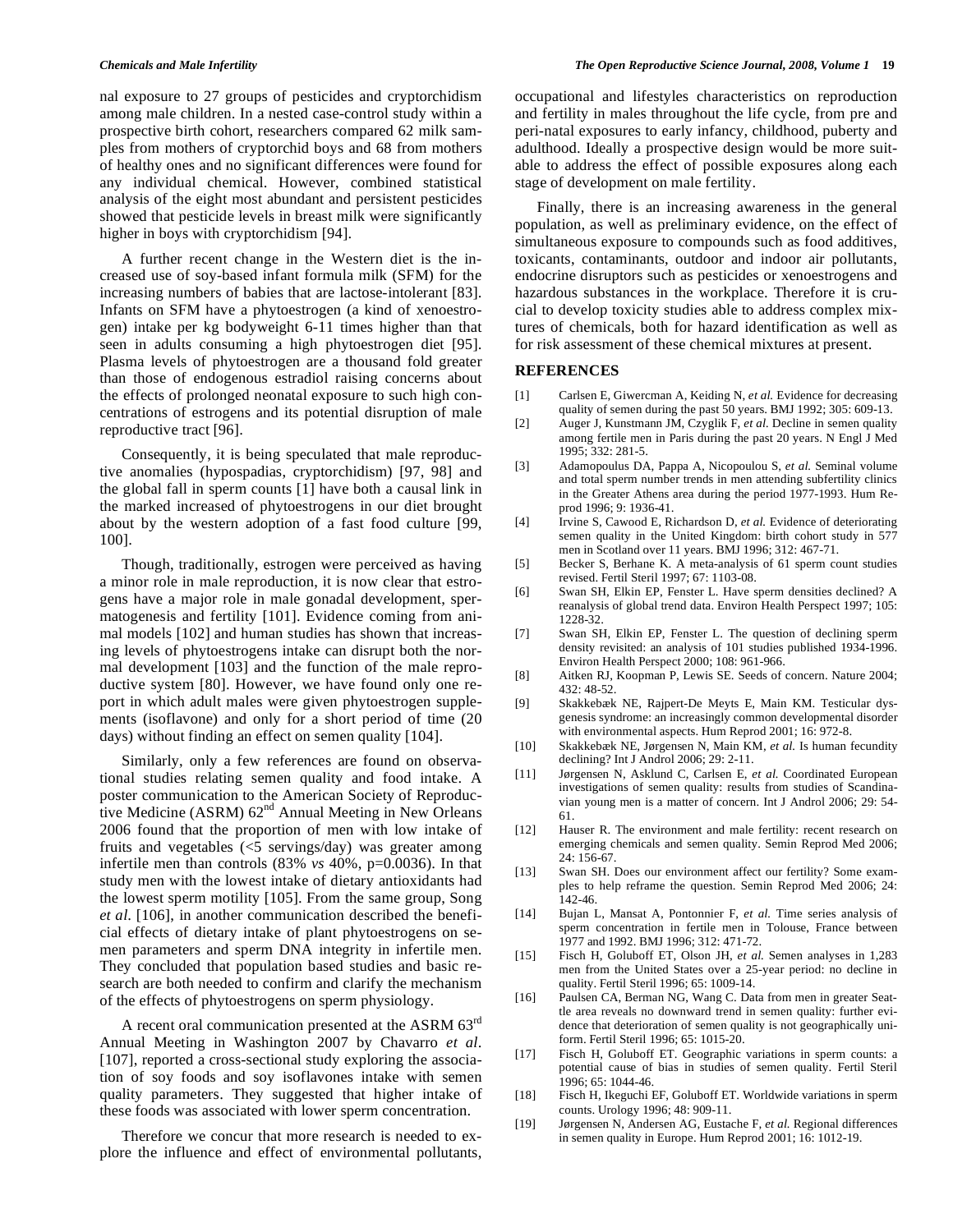nal exposure to 27 groups of pesticides and cryptorchidism among male children. In a nested case-control study within a prospective birth cohort, researchers compared 62 milk samples from mothers of cryptorchid boys and 68 from mothers of healthy ones and no significant differences were found for any individual chemical. However, combined statistical analysis of the eight most abundant and persistent pesticides showed that pesticide levels in breast milk were significantly higher in boys with cryptorchidism [94].

A further recent change in the Western diet is the increased use of soy-based infant formula milk (SFM) for the increasing numbers of babies that are lactose-intolerant [83]. Infants on SFM have a phytoestrogen (a kind of xenoestrogen) intake per kg bodyweight 6-11 times higher than that seen in adults consuming a high phytoestrogen diet [95]. Plasma levels of phytoestrogen are a thousand fold greater than those of endogenous estradiol raising concerns about the effects of prolonged neonatal exposure to such high concentrations of estrogens and its potential disruption of male reproductive tract [96].

Consequently, it is being speculated that male reproductive anomalies (hypospadias, cryptorchidism) [97, 98] and the global fall in sperm counts [1] have both a causal link in the marked increased of phytoestrogens in our diet brought about by the western adoption of a fast food culture [99, 100].

Though, traditionally, estrogen were perceived as having a minor role in male reproduction, it is now clear that estrogens have a major role in male gonadal development, spermatogenesis and fertility [101]. Evidence coming from animal models [102] and human studies has shown that increasing levels of phytoestrogens intake can disrupt both the normal development [103] and the function of the male reproductive system [80]. However, we have found only one report in which adult males were given phytoestrogen supplements (isoflavone) and only for a short period of time (20 days) without finding an effect on semen quality [104].

Similarly, only a few references are found on observational studies relating semen quality and food intake. A poster communication to the American Society of Reproductive Medicine (ASRM) 62nd Annual Meeting in New Orleans 2006 found that the proportion of men with low intake of fruits and vegetables (<5 servings/day) was greater among infertile men than controls (83% *vs* 40%, p=0.0036). In that study men with the lowest intake of dietary antioxidants had the lowest sperm motility [105]. From the same group, Song *et al*. [106], in another communication described the beneficial effects of dietary intake of plant phytoestrogens on semen parameters and sperm DNA integrity in infertile men. They concluded that population based studies and basic research are both needed to confirm and clarify the mechanism of the effects of phytoestrogens on sperm physiology.

A recent oral communication presented at the ASRM 63rd Annual Meeting in Washington 2007 by Chavarro *et al*. [107], reported a cross-sectional study exploring the association of soy foods and soy isoflavones intake with semen quality parameters. They suggested that higher intake of these foods was associated with lower sperm concentration.

Therefore we concur that more research is needed to explore the influence and effect of environmental pollutants, occupational and lifestyles characteristics on reproduction and fertility in males throughout the life cycle, from pre and peri-natal exposures to early infancy, childhood, puberty and adulthood. Ideally a prospective design would be more suitable to address the effect of possible exposures along each stage of development on male fertility.

Finally, there is an increasing awareness in the general population, as well as preliminary evidence, on the effect of simultaneous exposure to compounds such as food additives, toxicants, contaminants, outdoor and indoor air pollutants, endocrine disruptors such as pesticides or xenoestrogens and hazardous substances in the workplace. Therefore it is crucial to develop toxicity studies able to address complex mixtures of chemicals, both for hazard identification as well as for risk assessment of these chemical mixtures at present.

## REFERENCES

[1] Carlsen E, Giwercman A, Keiding N, *et al.* Evidence for decreasing quality of semen during the past 50 years. BMJ 1992; 305: 609-13.

[2] Auger J, Kunstmann JM, Czyglik F, *et al.* Decline in semen quality among fertile men in Paris during the past 20 years. N Engl J Med 1995; 332: 281-5.

[3] Adamopoulus DA, Pappa A, Nicopoulou S, *et al.* Seminal volume and total sperm number trends in men attending subfertility clinics in the Greater Athens area during the period 1977-1993. Hum Reprod 1996; 9: 1936-41.

[4] Irvine S, Cawood E, Richardson D, *et al.* Evidence of deteriorating semen quality in the United Kingdom: birth cohort study in 577 men in Scotland over 11 years. BMJ 1996; 312: 467-71.

[5] Becker S, Berhane K. A meta-analysis of 61 sperm count studies revised. Fertil Steril 1997; 67: 1103-08.

[6] Swan SH, Elkin EP, Fenster L. Have sperm densities declined? A reanalysis of global trend data. Environ Health Perspect 1997; 105: 1228-32.

[7] Swan SH, Elkin EP, Fenster L. The question of declining sperm density revisited: an analysis of 101 studies published 1934-1996. Environ Health Perspect 2000; 108: 961-966.

[8] Aitken RJ, Koopman P, Lewis SE. Seeds of concern. Nature 2004; 432: 48-52.

[9] Skakkebæk NE, Rajpert-De Meyts E, Main KM. Testicular dysgenesis syndrome: an increasingly common developmental disorder with environmental aspects. Hum Reprod 2001; 16: 972-8.

[10] Skakkebæk NE, Jørgensen N, Main KM, *et al.* Is human fecundity declining? Int J Androl 2006; 29: 2-11.

[11] Jørgensen N, Asklund C, Carlsen E, *et al.* Coordinated European investigations of semen quality: results from studies of Scandinavian young men is a matter of concern. Int J Androl 2006; 29: 54-61.

[12] Hauser R. The environment and male fertility: recent research on emerging chemicals and semen quality. Semin Reprod Med 2006; 24: 156-67.

[13] Swan SH. Does our environment affect our fertility? Some examples to help reframe the question. Semin Reprod Med 2006; 24: 142-46.

[14] Bujan L, Mansat A, Pontonnier F, *et al.* Time series analysis of sperm concentration in fertile men in Tolouse, France between 1977 and 1992. BMJ 1996; 312: 471-72.

[15] Fisch H, Goluboff ET, Olson JH, *et al.* Semen analyses in 1,283 men from the United States over a 25-year period: no decline in quality. Fertil Steril 1996; 65: 1009-14.

[16] Paulsen CA, Berman NG, Wang C. Data from men in greater Seattle area reveals no downward trend in semen quality: further evidence that deterioration of semen quality is not geographically uniform. Fertil Steril 1996; 65: 1015-20.

[17] Fisch H, Goluboff ET. Geographic variations in sperm counts: a potential cause of bias in studies of semen quality. Fertil Steril 1996; 65: 1044-46.

[18] Fisch H, Ikeguchi EF, Goluboff ET. Worldwide variations in sperm counts. Urology 1996; 48: 909-11.

[19] Jørgensen N, Andersen AG, Eustache F, *et al.* Regional differences in semen quality in Europe. Hum Reprod 2001; 16: 1012-19.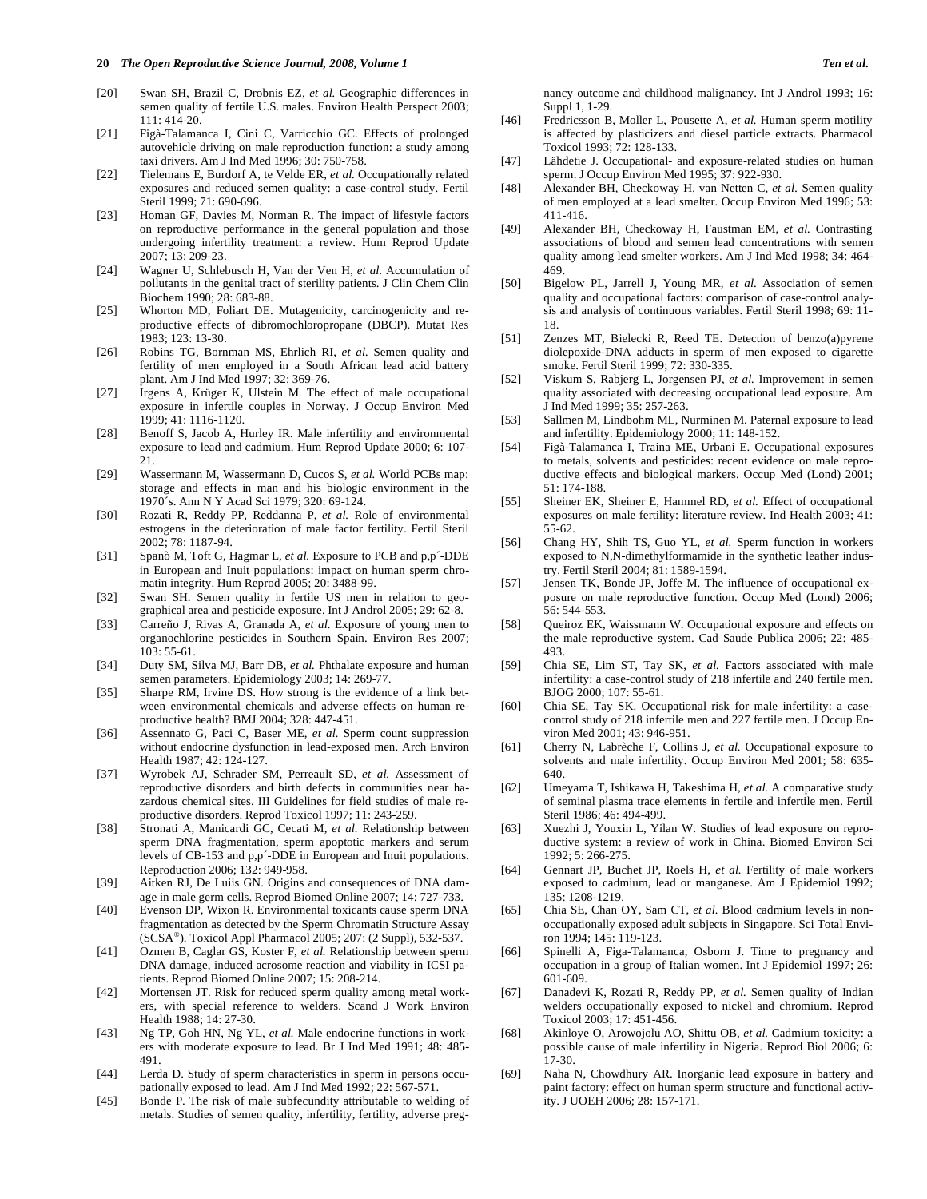[20] Swan SH, Brazil C, Drobnis EZ, *et al.* Geographic differences in semen quality of fertile U.S. males. Environ Health Perspect 2003; 111: 414-20.

[21] Figà-Talamanca I, Cini C, Varricchio GC. Effects of prolonged autovehicle driving on male reproduction function: a study among taxi drivers. Am J Ind Med 1996; 30: 750-758.

[22] Tielemans E, Burdorf A, te Velde ER, *et al.* Occupationally related exposures and reduced semen quality: a case-control study. Fertil Steril 1999; 71: 690-696.

[23] Homan GF, Davies M, Norman R. The impact of lifestyle factors on reproductive performance in the general population and those undergoing infertility treatment: a review. Hum Reprod Update 2007; 13: 209-23.

[24] Wagner U, Schlebusch H, Van der Ven H, *et al.* Accumulation of pollutants in the genital tract of sterility patients. J Clin Chem Clin Biochem 1990; 28: 683-88.

[25] Whorton MD, Foliart DE. Mutagenicity, carcinogenicity and reproductive effects of dibromochloropropane (DBCP). Mutat Res 1983; 123: 13-30.

[26] Robins TG, Bornman MS, Ehrlich RI, *et al.* Semen quality and fertility of men employed in a South African lead acid battery plant. Am J Ind Med 1997; 32: 369-76.

[27] Irgens A, Krüger K, Ulstein M. The effect of male occupational exposure in infertile couples in Norway. J Occup Environ Med 1999; 41: 1116-1120.

[28] Benoff S, Jacob A, Hurley IR. Male infertility and environmental exposure to lead and cadmium. Hum Reprod Update 2000; 6: 107-21.

[29] Wassermann M, Wassermann D, Cucos S, *et al.* World PCBs map: storage and effects in man and his biologic environment in the 1970´s. Ann N Y Acad Sci 1979; 320: 69-124.

[30] Rozati R, Reddy PP, Reddanna P, *et al.* Role of environmental estrogens in the deterioration of male factor fertility. Fertil Steril 2002; 78: 1187-94.

[31] Spanò M, Toft G, Hagmar L, *et al.* Exposure to PCB and p,p´-DDE in European and Inuit populations: impact on human sperm chromatin integrity. Hum Reprod 2005; 20: 3488-99.

[32] Swan SH. Semen quality in fertile US men in relation to geographical area and pesticide exposure. Int J Androl 2005; 29: 62-8.

[33] Carreño J, Rivas A, Granada A, *et al.* Exposure of young men to organochlorine pesticides in Southern Spain. Environ Res 2007; 103: 55-61.

[34] Duty SM, Silva MJ, Barr DB, *et al.* Phthalate exposure and human semen parameters. Epidemiology 2003; 14: 269-77.

[35] Sharpe RM, Irvine DS. How strong is the evidence of a link between environmental chemicals and adverse effects on human reproductive health? BMJ 2004; 328: 447-451.

[36] Assennato G, Paci C, Baser ME, *et al.* Sperm count suppression without endocrine dysfunction in lead-exposed men. Arch Environ Health 1987; 42: 124-127.

[37] Wyrobek AJ, Schrader SM, Perreault SD, *et al.* Assessment of reproductive disorders and birth defects in communities near hazardous chemical sites. III Guidelines for field studies of male reproductive disorders. Reprod Toxicol 1997; 11: 243-259.

[38] Stronati A, Manicardi GC, Cecati M, *et al.* Relationship between sperm DNA fragmentation, sperm apoptotic markers and serum levels of CB-153 and p,p´-DDE in European and Inuit populations. Reproduction 2006; 132: 949-958.

[39] Aitken RJ, De Luiis GN. Origins and consequences of DNA damage in male germ cells. Reprod Biomed Online 2007; 14: 727-733.

[40] Evenson DP, Wixon R. Environmental toxicants cause sperm DNA fragmentation as detected by the Sperm Chromatin Structure Assay (SCSA®). Toxicol Appl Pharmacol 2005; 207: (2 Suppl), 532-537.

[41] Ozmen B, Caglar GS, Koster F, *et al.* Relationship between sperm DNA damage, induced acrosome reaction and viability in ICSI patients. Reprod Biomed Online 2007; 15: 208-214.

[42] Mortensen JT. Risk for reduced sperm quality among metal workers, with special reference to welders. Scand J Work Environ Health 1988; 14: 27-30.

[43] Ng TP, Goh HN, Ng YL, *et al.* Male endocrine functions in workers with moderate exposure to lead. Br J Ind Med 1991; 48: 485-491.

[44] Lerda D. Study of sperm characteristics in sperm in persons occupationally exposed to lead. Am J Ind Med 1992; 22: 567-571.

[45] Bonde P. The risk of male subfecundity attributable to welding of metals. Studies of semen quality, infertility, fertility, adverse pregnancy outcome and childhood malignancy. Int J Androl 1993; 16: Suppl 1, 1-29.

[46] Fredricsson B, Moller L, Pousette A, *et al.* Human sperm motility is affected by plasticizers and diesel particle extracts. Pharmacol Toxicol 1993; 72: 128-133.

[47] Lähdetie J. Occupational- and exposure-related studies on human sperm. J Occup Environ Med 1995; 37: 922-930.

[48] Alexander BH, Checkoway H, van Netten C, *et al.* Semen quality of men employed at a lead smelter. Occup Environ Med 1996; 53: 411-416.

[49] Alexander BH, Checkoway H, Faustman EM, *et al.* Contrasting associations of blood and semen lead concentrations with semen quality among lead smelter workers. Am J Ind Med 1998; 34: 464-469.

[50] Bigelow PL, Jarrell J, Young MR, *et al.* Association of semen quality and occupational factors: comparison of case-control analysis and analysis of continuous variables. Fertil Steril 1998; 69: 11-18.

[51] Zenzes MT, Bielecki R, Reed TE. Detection of benzo(a)pyrene diolepoxide-DNA adducts in sperm of men exposed to cigarette smoke. Fertil Steril 1999; 72: 330-335.

[52] Viskum S, Rabjerg L, Jorgensen PJ, *et al.* Improvement in semen quality associated with decreasing occupational lead exposure. Am J Ind Med 1999; 35: 257-263.

[53] Sallmen M, Lindbohm ML, Nurminen M. Paternal exposure to lead and infertility. Epidemiology 2000; 11: 148-152.

[54] Figà-Talamanca I, Traina ME, Urbani E. Occupational exposures to metals, solvents and pesticides: recent evidence on male reproductive effects and biological markers. Occup Med (Lond) 2001; 51: 174-188.

[55] Sheiner EK, Sheiner E, Hammel RD, *et al.* Effect of occupational exposures on male fertility: literature review. Ind Health 2003; 41: 55-62.

[56] Chang HY, Shih TS, Guo YL, *et al.* Sperm function in workers exposed to N,N-dimethylformamide in the synthetic leather industry. Fertil Steril 2004; 81: 1589-1594.

[57] Jensen TK, Bonde JP, Joffe M. The influence of occupational exposure on male reproductive function. Occup Med (Lond) 2006; 56: 544-553.

[58] Queiroz EK, Waissmann W. Occupational exposure and effects on the male reproductive system. Cad Saude Publica 2006; 22: 485-493.

[59] Chia SE, Lim ST, Tay SK, *et al.* Factors associated with male infertility: a case-control study of 218 infertile and 240 fertile men. BJOG 2000; 107: 55-61.

[60] Chia SE, Tay SK. Occupational risk for male infertility: a case-control study of 218 infertile men and 227 fertile men. J Occup Environ Med 2001; 43: 946-951.

[61] Cherry N, Labrèche F, Collins J, *et al.* Occupational exposure to solvents and male infertility. Occup Environ Med 2001; 58: 635-640.

[62] Umeyama T, Ishikawa H, Takeshima H, *et al.* A comparative study of seminal plasma trace elements in fertile and infertile men. Fertil Steril 1986; 46: 494-499.

[63] Xuezhi J, Youxin L, Yilan W. Studies of lead exposure on reproductive system: a review of work in China. Biomed Environ Sci 1992; 5: 266-275.

[64] Gennart JP, Buchet JP, Roels H, *et al.* Fertility of male workers exposed to cadmium, lead or manganese. Am J Epidemiol 1992; 135: 1208-1219.

[65] Chia SE, Chan OY, Sam CT, *et al.* Blood cadmium levels in non-occupationally exposed adult subjects in Singapore. Sci Total Environ 1994; 145: 119-123.

[66] Spinelli A, Figa-Talamanca, Osborn J. Time to pregnancy and occupation in a group of Italian women. Int J Epidemiol 1997; 26: 601-609.

[67] Danadevi K, Rozati R, Reddy PP, *et al.* Semen quality of Indian welders occupationally exposed to nickel and chromium. Reprod Toxicol 2003; 17: 451-456.

[68] Akinloye O, Arowojolu AO, Shittu OB, *et al.* Cadmium toxicity: a possible cause of male infertility in Nigeria. Reprod Biol 2006; 6: 17-30.

[69] Naha N, Chowdhury AR. Inorganic lead exposure in battery and paint factory: effect on human sperm structure and functional activity. J UOEH 2006; 28: 157-171.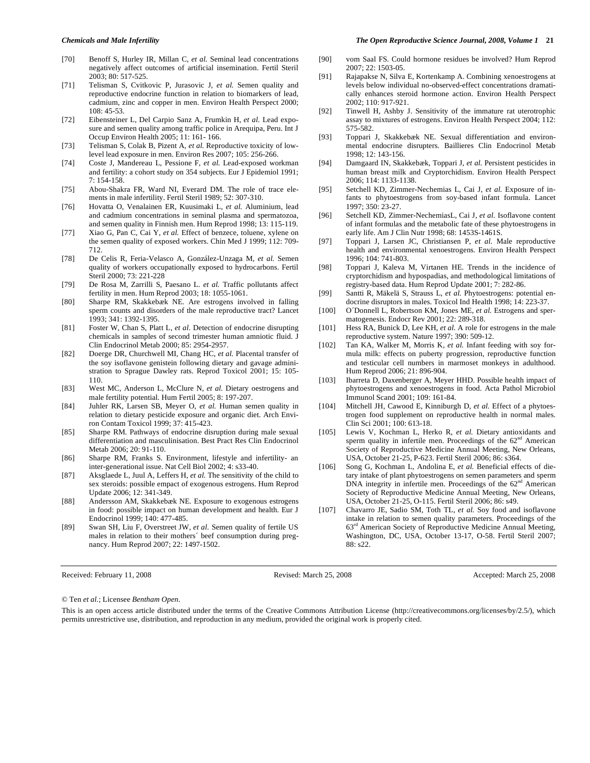[70] Benoff S, Hurley IR, Millan C, *et al.* Seminal lead concentrations negatively affect outcomes of artificial insemination. Fertil Steril 2003; 80: 517-525.

[71] Telisman S, Cvitkovic P, Jurasovic J, *et al.* Semen quality and reproductive endocrine function in relation to biomarkers of lead, cadmium, zinc and copper in men. Environ Health Perspect 2000; 108: 45-53.

[72] Eibensteiner L, Del Carpio Sanz A, Frumkin H, *et al.* Lead exposure and semen quality among traffic police in Arequipa, Peru. Int J Occup Environ Health 2005; 11: 161- 166.

[73] Telisman S, Colak B, Pizent A, *et al.* Reproductive toxicity of low-level lead exposure in men. Environ Res 2007; 105: 256-266.

[74] Coste J, Mandereau L, Pessione F, *et al.* Lead-exposed workman and fertility: a cohort study on 354 subjects. Eur J Epidemiol 1991; 7: 154-158.

[75] Abou-Shakra FR, Ward NI, Everard DM. The role of trace elements in male infertility. Fertil Steril 1989; 52: 307-310.

[76] Hovatta O, Venalainen ER, Kuusimaki L, *et al.* Aluminium, lead and cadmium concentrations in seminal plasma and spermatozoa, and semen quality in Finnish men. Hum Reprod 1998; 13: 115-119.

[77] Xiao G, Pan C, Cai Y, *et al.* Effect of benzece, toluene, xylene on the semen quality of exposed workers. Chin Med J 1999; 112: 709-712.

[78] De Celis R, Feria-Velasco A, González-Unzaga M, *et al.* Semen quality of workers occupationally exposed to hydrocarbons. Fertil Steril 2000; 73: 221-228

[79] De Rosa M, Zarrilli S, Paesano L. *et al.* Traffic pollutants affect fertility in men. Hum Reprod 2003; 18: 1055-1061.

[80] Sharpe RM, Skakkebæk NE. Are estrogens involved in falling sperm counts and disorders of the male reproductive tract? Lancet 1993; 341: 1392-1395.

[81] Foster W, Chan S, Platt L, *et al*. Detection of endocrine disrupting chemicals in samples of second trimester human amniotic fluid. J Clin Endocrinol Metab 2000; 85: 2954-2957.

[82] Doerge DR, Churchwell MI, Chang HC, *et al.* Placental transfer of the soy isoflavone genistein following dietary and gavage administration to Sprague Dawley rats. Reprod Toxicol 2001; 15: 105-110.

[83] West MC, Anderson L, McClure N, *et al.* Dietary oestrogens and male fertility potential. Hum Fertil 2005; 8: 197-207.

[84] Juhler RK, Larsen SB, Meyer O, *et al.* Human semen quality in relation to dietary pesticide exposure and organic diet. Arch Environ Contam Toxicol 1999; 37: 415-423.

[85] Sharpe RM. Pathways of endocrine disruption during male sexual differentiation and masculinisation. Best Pract Res Clin Endocrinol Metab 2006; 20: 91-110.

[86] Sharpe RM, Franks S. Environment, lifestyle and infertility- an inter-generational issue. Nat Cell Biol 2002; 4: s33-40.

[87] Aksglaede L, Juul A, Leffers H, *et al.* The sensitivity of the child to sex steroids: possible empact of exogenous estrogens. Hum Reprod Update 2006; 12: 341-349.

[88] Andersson AM, Skakkebæk NE. Exposure to exogenous estrogens in food: possible impact on human development and health. Eur J Endocrinol 1999; 140: 477-485.

[89] Swan SH, Liu F, Overstreet JW, *et al.* Semen quality of fertile US males in relation to their mothers´ beef consumption during pregnancy. Hum Reprod 2007; 22: 1497-1502.

[90] vom Saal FS. Could hormone residues be involved? Hum Reprod 2007; 22: 1503-05.

[91] Rajapakse N, Silva E, Kortenkamp A. Combining xenoestrogens at levels below individual no-observed-effect concentrations dramatically enhances steroid hormone action. Environ Health Perspect 2002; 110: 917-921.

[92] Tinwell H, Ashby J. Sensitivity of the immature rat uterotrophic assay to mixtures of estrogens. Environ Health Perspect 2004; 112: 575-582.

[93] Toppari J, Skakkebæk NE. Sexual differentiation and environmental endocrine disrupters. Baillieres Clin Endocrinol Metab 1998; 12: 143-156.

[94] Damgaard IN, Skakkebæk, Toppari J, *et al.* Persistent pesticides in human breast milk and Cryptorchidism. Environ Health Perspect 2006; 114: 1133-1138.

[95] Setchell KD, Zimmer-Nechemias L, Cai J, *et al.* Exposure of infants to phytoestrogens from soy-based infant formula. Lancet 1997; 350: 23-27.

[96] Setchell KD, Zimmer-NechemiasL, Cai J, *et al.* Isoflavone content of infant formulas and the metabolic fate of these phytoestrogens in early life. Am J Clin Nutr 1998; 68: 1453S-1461S.

[97] Toppari J, Larsen JC, Christiansen P, *et al.* Male reproductive health and environmental xenoestrogens. Environ Health Perspect 1996; 104: 741-803.

[98] Toppari J, Kaleva M, Virtanen HE. Trends in the incidence of cryptorchidism and hypospadias, and methodological limitations of registry-based data. Hum Reprod Update 2001; 7: 282-86.

[99] Santti R, Mäkelä S, Strauss L, *et al.* Phytoestrogens: potential endocrine disruptors in males. Toxicol Ind Health 1998; 14: 223-37.

[100] O´Donnell L, Robertson KM, Jones ME, *et al.* Estrogens and spermatogenesis. Endocr Rev 2001; 22: 289-318.

[101] Hess RA, Bunick D, Lee KH, *et al.* A role for estrogens in the male reproductive system. Nature 1997; 390: 509-12.

[102] Tan KA, Walker M, Morris K, *et al.* Infant feeding with soy formula milk: effects on puberty progression, reproductive function and testicular cell numbers in marmoset monkeys in adulthood. Hum Reprod 2006; 21: 896-904.

[103] Ibarreta D, Daxenberger A, Meyer HHD. Possible health impact of phytoestrogens and xenoestrogens in food. Acta Pathol Microbiol Immunol Scand 2001; 109: 161-84.

[104] Mitchell JH, Cawood E, Kinniburgh D, *et al.* Effect of a phytoestrogen food supplement on reproductive health in normal males. Clin Sci 2001; 100: 613-18.

[105] Lewis V, Kochman L, Herko R, *et al.* Dietary antioxidants and sperm quality in infertile men. Proceedings of the 62nd American Society of Reproductive Medicine Annual Meeting, New Orleans, USA, October 21-25, P-623. Fertil Steril 2006; 86: s364.

[106] Song G, Kochman L, Andolina E, *et al.* Beneficial effects of dietary intake of plant phytoestrogens on semen parameters and sperm DNA integrity in infertile men. Proceedings of the 62nd American Society of Reproductive Medicine Annual Meeting, New Orleans, USA, October 21-25, O-115. Fertil Steril 2006; 86: s49.

[107] Chavarro JE, Sadio SM, Toth TL, *et al.* Soy food and isoflavone intake in relation to semen quality parameters. Proceedings of the 63rd American Society of Reproductive Medicine Annual Meeting, Washington, DC, USA, October 13-17, O-58. Fertil Steril 2007; 88: s22.

Received: February 11, 2008 Revised: March 25, 2008 Accepted: March 25, 2008

© Ten *et al.*; Licensee *Bentham Open*.

This is an open access article distributed under the terms of the Creative Commons Attribution License (http://creativecommons.org/licenses/by/2.5/), which permits unrestrictive use, distribution, and reproduction in any medium, provided the original work is properly cited.